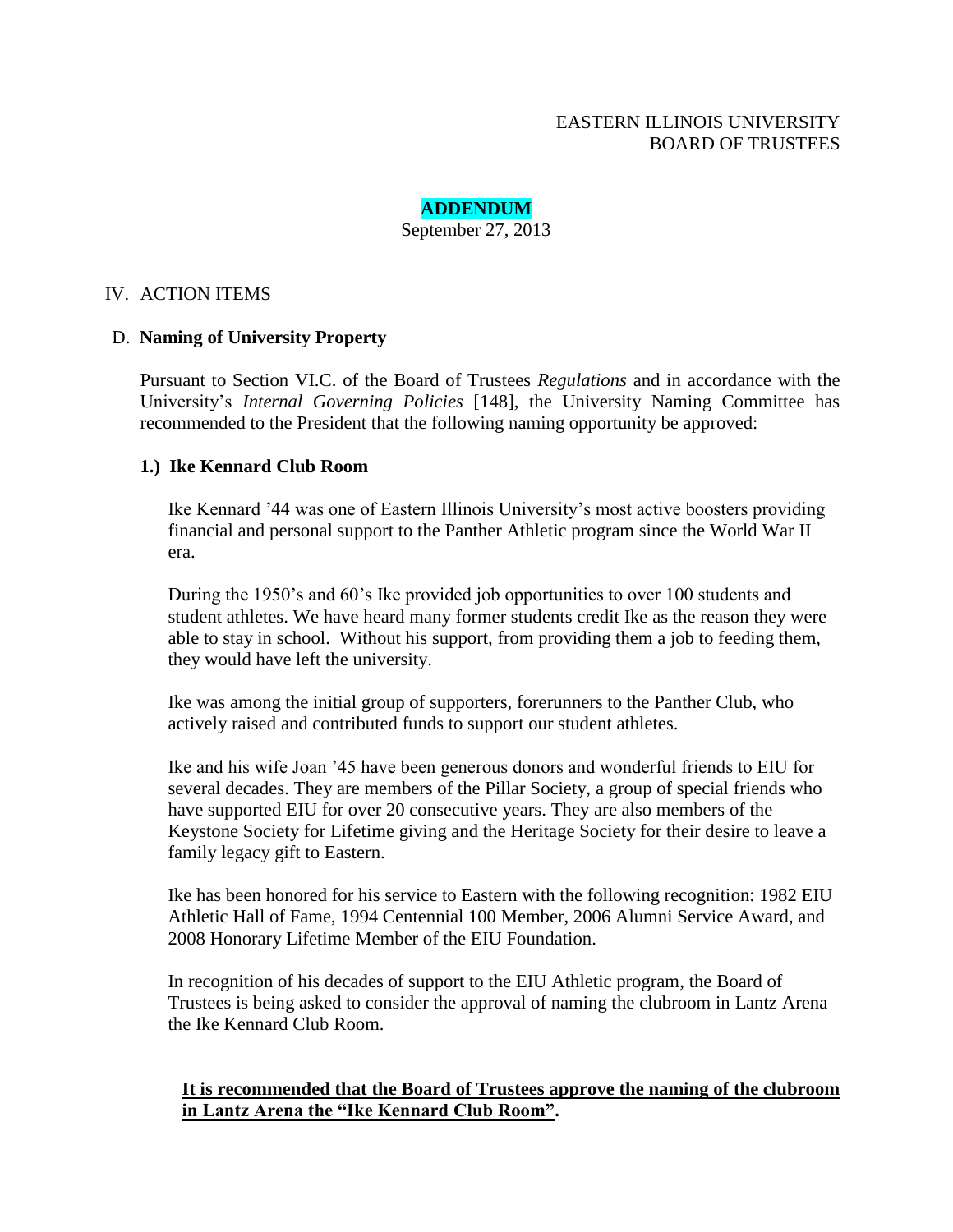EASTERN ILLINOIS UNIVERSITY
BOARD OF TRUSTEES

**ADDENDUM**

September 27, 2013

## IV. ACTION ITEMS

### D. Naming of University Property

Pursuant to Section VI.C. of the Board of Trustees *Regulations* and in accordance with the University's *Internal Governing Policies* [148], the University Naming Committee has recommended to the President that the following naming opportunity be approved:

#### 1.) Ike Kennard Club Room

Ike Kennard '44 was one of Eastern Illinois University's most active boosters providing financial and personal support to the Panther Athletic program since the World War II era.

During the 1950's and 60's Ike provided job opportunities to over 100 students and student athletes. We have heard many former students credit Ike as the reason they were able to stay in school. Without his support, from providing them a job to feeding them, they would have left the university.

Ike was among the initial group of supporters, forerunners to the Panther Club, who actively raised and contributed funds to support our student athletes.

Ike and his wife Joan '45 have been generous donors and wonderful friends to EIU for several decades. They are members of the Pillar Society, a group of special friends who have supported EIU for over 20 consecutive years. They are also members of the Keystone Society for Lifetime giving and the Heritage Society for their desire to leave a family legacy gift to Eastern.

Ike has been honored for his service to Eastern with the following recognition: 1982 EIU Athletic Hall of Fame, 1994 Centennial 100 Member, 2006 Alumni Service Award, and 2008 Honorary Lifetime Member of the EIU Foundation.

In recognition of his decades of support to the EIU Athletic program, the Board of Trustees is being asked to consider the approval of naming the clubroom in Lantz Arena the Ike Kennard Club Room.

**It is recommended that the Board of Trustees approve the naming of the clubroom in Lantz Arena the "Ike Kennard Club Room".**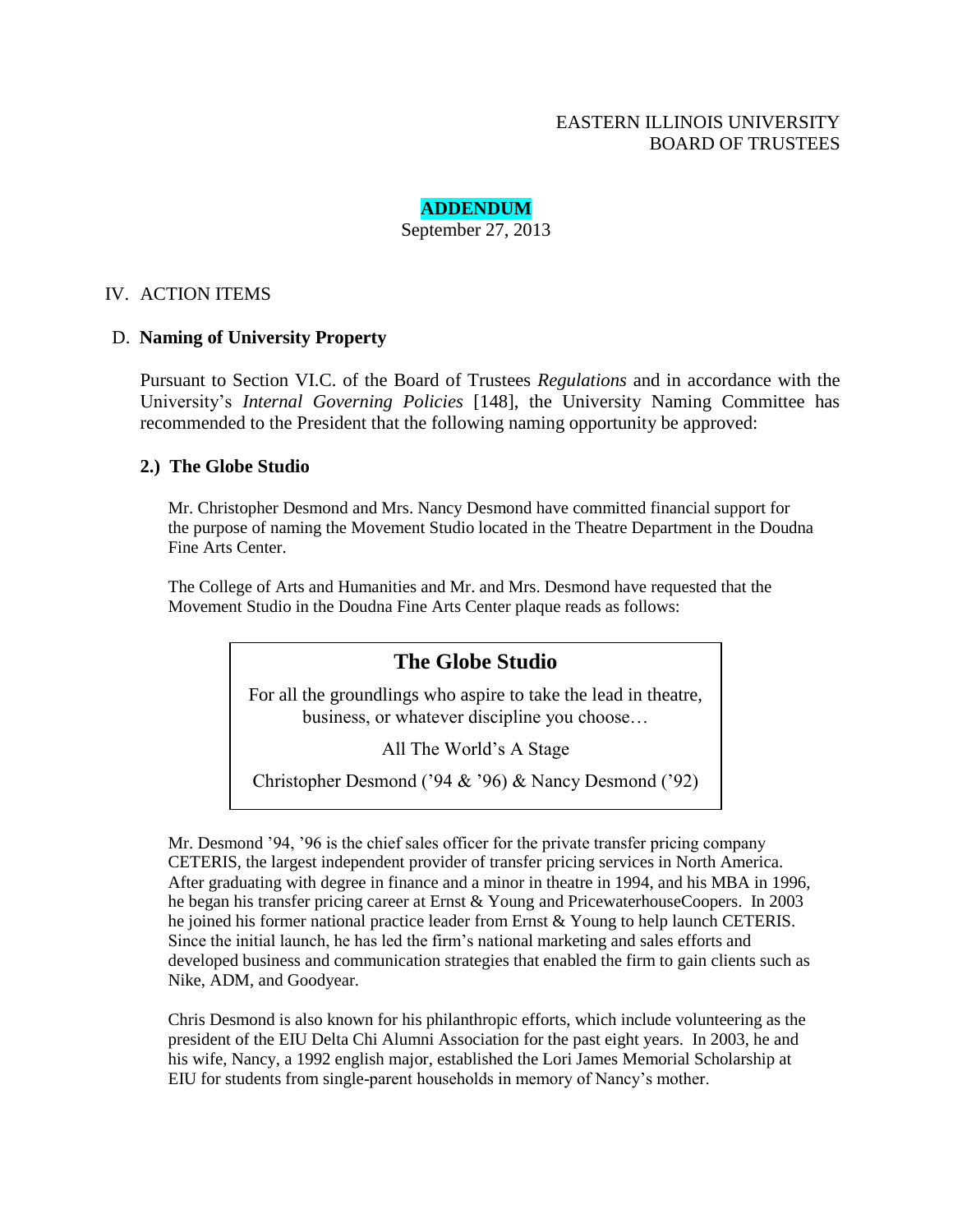EASTERN ILLINOIS UNIVERSITY
BOARD OF TRUSTEES

**ADDENDUM**
September 27, 2013

IV. ACTION ITEMS

D. **Naming of University Property**

Pursuant to Section VI.C. of the Board of Trustees *Regulations* and in accordance with the University's *Internal Governing Policies* [148], the University Naming Committee has recommended to the President that the following naming opportunity be approved:

**2.) The Globe Studio**

Mr. Christopher Desmond and Mrs. Nancy Desmond have committed financial support for the purpose of naming the Movement Studio located in the Theatre Department in the Doudna Fine Arts Center.

The College of Arts and Humanities and Mr. and Mrs. Desmond have requested that the Movement Studio in the Doudna Fine Arts Center plaque reads as follows:

> **The Globe Studio**
>
> For all the groundlings who aspire to take the lead in theatre, business, or whatever discipline you choose…
>
> All The World's A Stage
>
> Christopher Desmond ('94 & '96) & Nancy Desmond ('92)

Mr. Desmond '94, '96 is the chief sales officer for the private transfer pricing company CETERIS, the largest independent provider of transfer pricing services in North America. After graduating with degree in finance and a minor in theatre in 1994, and his MBA in 1996, he began his transfer pricing career at Ernst & Young and PricewaterhouseCoopers. In 2003 he joined his former national practice leader from Ernst & Young to help launch CETERIS. Since the initial launch, he has led the firm's national marketing and sales efforts and developed business and communication strategies that enabled the firm to gain clients such as Nike, ADM, and Goodyear.

Chris Desmond is also known for his philanthropic efforts, which include volunteering as the president of the EIU Delta Chi Alumni Association for the past eight years. In 2003, he and his wife, Nancy, a 1992 english major, established the Lori James Memorial Scholarship at EIU for students from single-parent households in memory of Nancy's mother.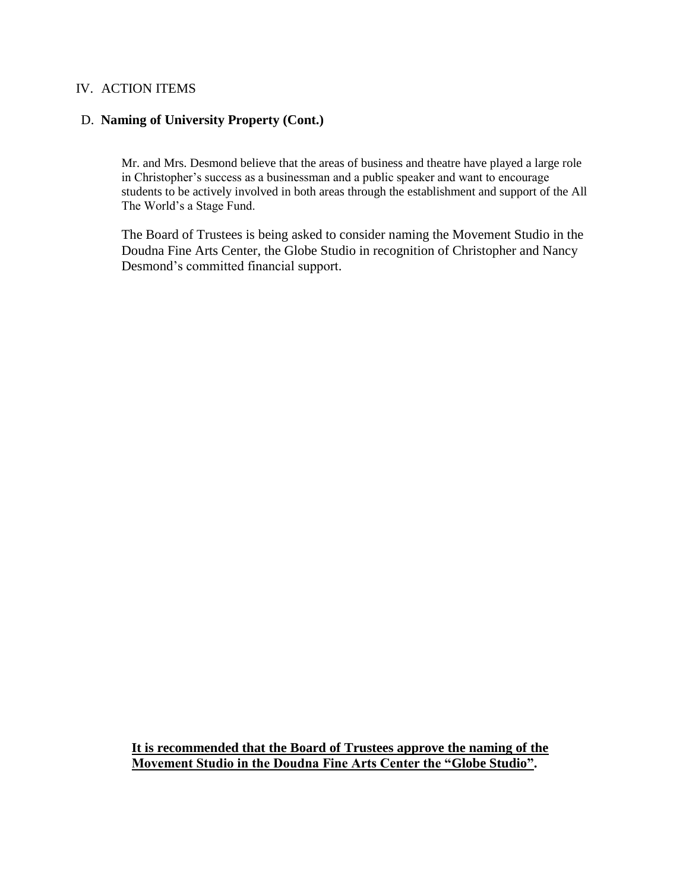IV. ACTION ITEMS

D. **Naming of University Property (Cont.)**

Mr. and Mrs. Desmond believe that the areas of business and theatre have played a large role in Christopher's success as a businessman and a public speaker and want to encourage students to be actively involved in both areas through the establishment and support of the All The World's a Stage Fund.

The Board of Trustees is being asked to consider naming the Movement Studio in the Doudna Fine Arts Center, the Globe Studio in recognition of Christopher and Nancy Desmond's committed financial support.

**It is recommended that the Board of Trustees approve the naming of the Movement Studio in the Doudna Fine Arts Center the "Globe Studio".**